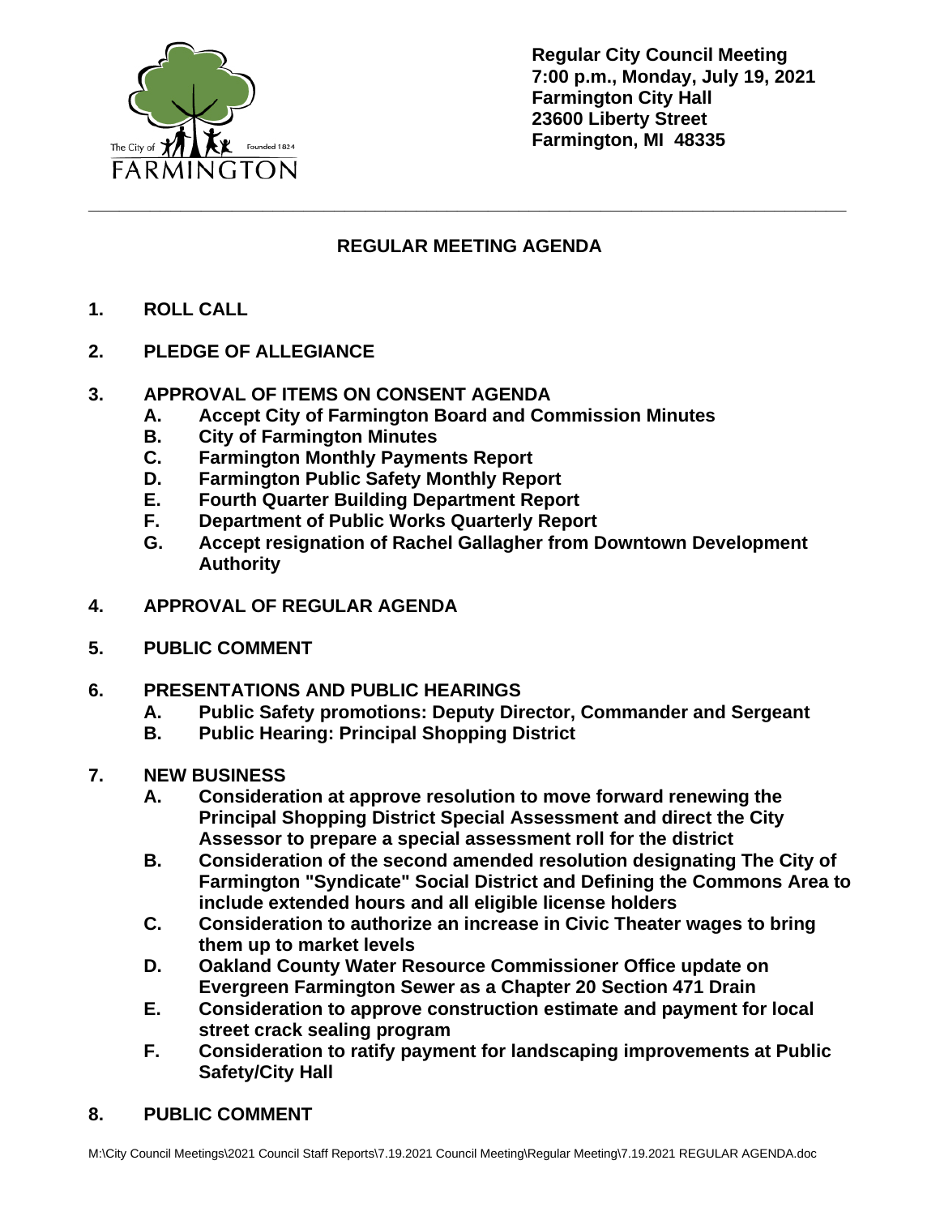**Regular City Council Meeting**
**7:00 p.m., Monday, July 19, 2021**
**Farmington City Hall**
**23600 Liberty Street**
**Farmington, MI 48335**

---

## REGULAR MEETING AGENDA

1. **ROLL CALL**

2. **PLEDGE OF ALLEGIANCE**

3. **APPROVAL OF ITEMS ON CONSENT AGENDA**
   - A. **Accept City of Farmington Board and Commission Minutes**
   - B. **City of Farmington Minutes**
   - C. **Farmington Monthly Payments Report**
   - D. **Farmington Public Safety Monthly Report**
   - E. **Fourth Quarter Building Department Report**
   - F. **Department of Public Works Quarterly Report**
   - G. **Accept resignation of Rachel Gallagher from Downtown Development Authority**

4. **APPROVAL OF REGULAR AGENDA**

5. **PUBLIC COMMENT**

6. **PRESENTATIONS AND PUBLIC HEARINGS**
   - A. **Public Safety promotions: Deputy Director, Commander and Sergeant**
   - B. **Public Hearing: Principal Shopping District**

7. **NEW BUSINESS**
   - A. **Consideration at approve resolution to move forward renewing the Principal Shopping District Special Assessment and direct the City Assessor to prepare a special assessment roll for the district**
   - B. **Consideration of the second amended resolution designating The City of Farmington "Syndicate" Social District and Defining the Commons Area to include extended hours and all eligible license holders**
   - C. **Consideration to authorize an increase in Civic Theater wages to bring them up to market levels**
   - D. **Oakland County Water Resource Commissioner Office update on Evergreen Farmington Sewer as a Chapter 20 Section 471 Drain**
   - E. **Consideration to approve construction estimate and payment for local street crack sealing program**
   - F. **Consideration to ratify payment for landscaping improvements at Public Safety/City Hall**

8. **PUBLIC COMMENT**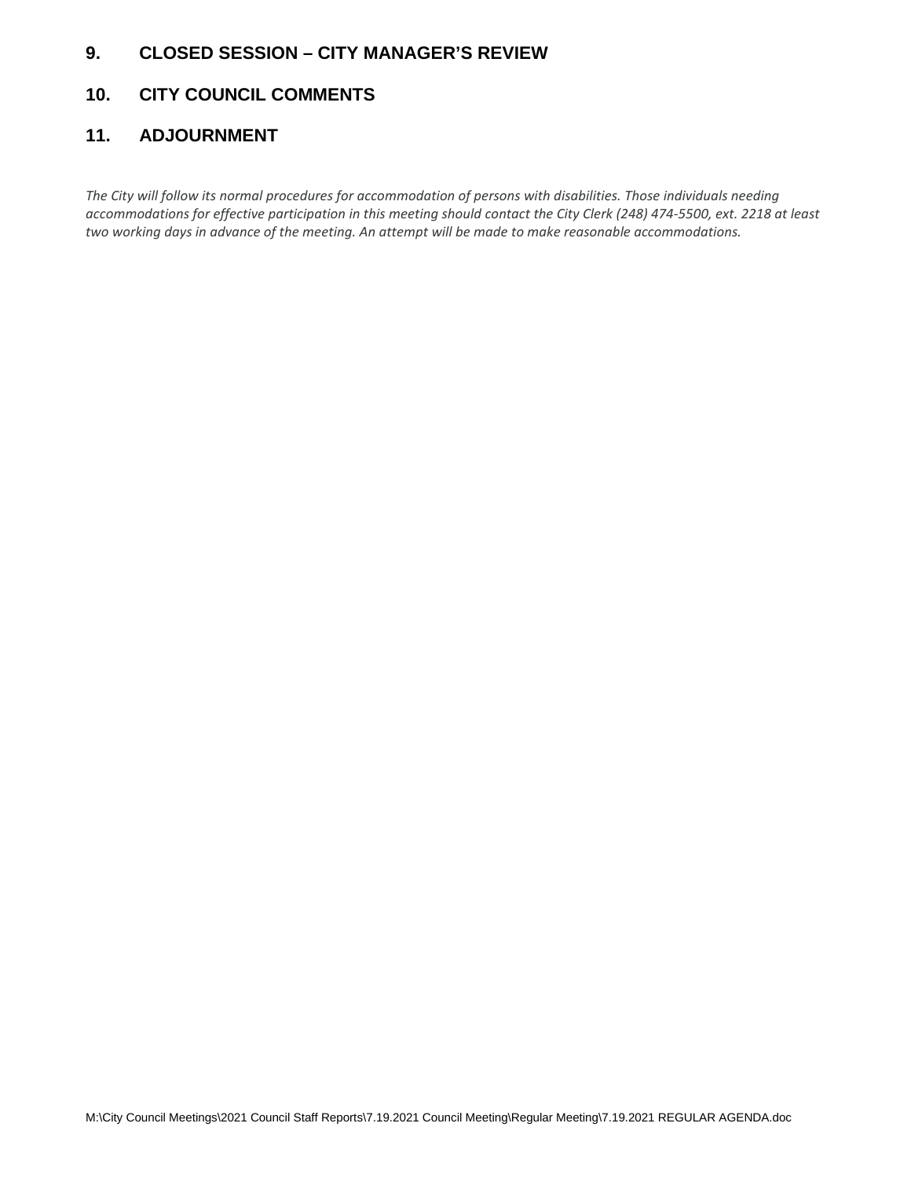## 9. CLOSED SESSION – CITY MANAGER'S REVIEW

## 10. CITY COUNCIL COMMENTS

## 11. ADJOURNMENT

*The City will follow its normal procedures for accommodation of persons with disabilities. Those individuals needing accommodations for effective participation in this meeting should contact the City Clerk (248) 474-5500, ext. 2218 at least two working days in advance of the meeting. An attempt will be made to make reasonable accommodations.*

M:\City Council Meetings\2021 Council Staff Reports\7.19.2021 Council Meeting\Regular Meeting\7.19.2021 REGULAR AGENDA.doc